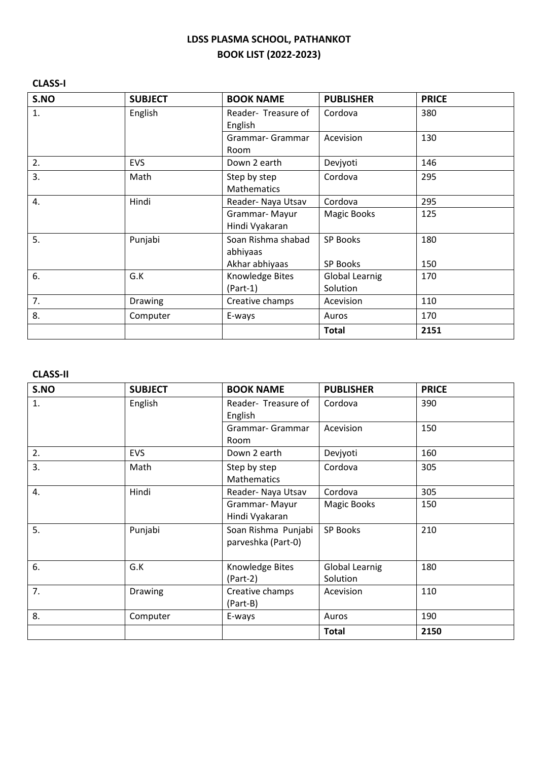# LDSS PLASMA SCHOOL, PATHANKOT
## BOOK LIST (2022-2023)

### CLASS-I

| S.NO | SUBJECT | BOOK NAME | PUBLISHER | PRICE |
|---|---|---|---|---|
| 1. | English | Reader- Treasure of English | Cordova | 380 |
| | | Grammar- Grammar Room | Acevision | 130 |
| 2. | EVS | Down 2 earth | Devjyoti | 146 |
| 3. | Math | Step by step Mathematics | Cordova | 295 |
| 4. | Hindi | Reader- Naya Utsav | Cordova | 295 |
| | | Grammar- Mayur Hindi Vyakaran | Magic Books | 125 |
| 5. | Punjabi | Soan Rishma shabad abhiyaas | SP Books | 180 |
| | | Akhar abhiyaas | SP Books | 150 |
| 6. | G.K | Knowledge Bites (Part-1) | Global Learnig Solution | 170 |
| 7. | Drawing | Creative champs | Acevision | 110 |
| 8. | Computer | E-ways | Auros | 170 |
| | | | **Total** | **2151** |

### CLASS-II

| S.NO | SUBJECT | BOOK NAME | PUBLISHER | PRICE |
|---|---|---|---|---|
| 1. | English | Reader- Treasure of English | Cordova | 390 |
| | | Grammar- Grammar Room | Acevision | 150 |
| 2. | EVS | Down 2 earth | Devjyoti | 160 |
| 3. | Math | Step by step Mathematics | Cordova | 305 |
| 4. | Hindi | Reader- Naya Utsav | Cordova | 305 |
| | | Grammar- Mayur Hindi Vyakaran | Magic Books | 150 |
| 5. | Punjabi | Soan Rishma Punjabi parveshka (Part-0) | SP Books | 210 |
| 6. | G.K | Knowledge Bites (Part-2) | Global Learnig Solution | 180 |
| 7. | Drawing | Creative champs (Part-B) | Acevision | 110 |
| 8. | Computer | E-ways | Auros | 190 |
| | | | **Total** | **2150** |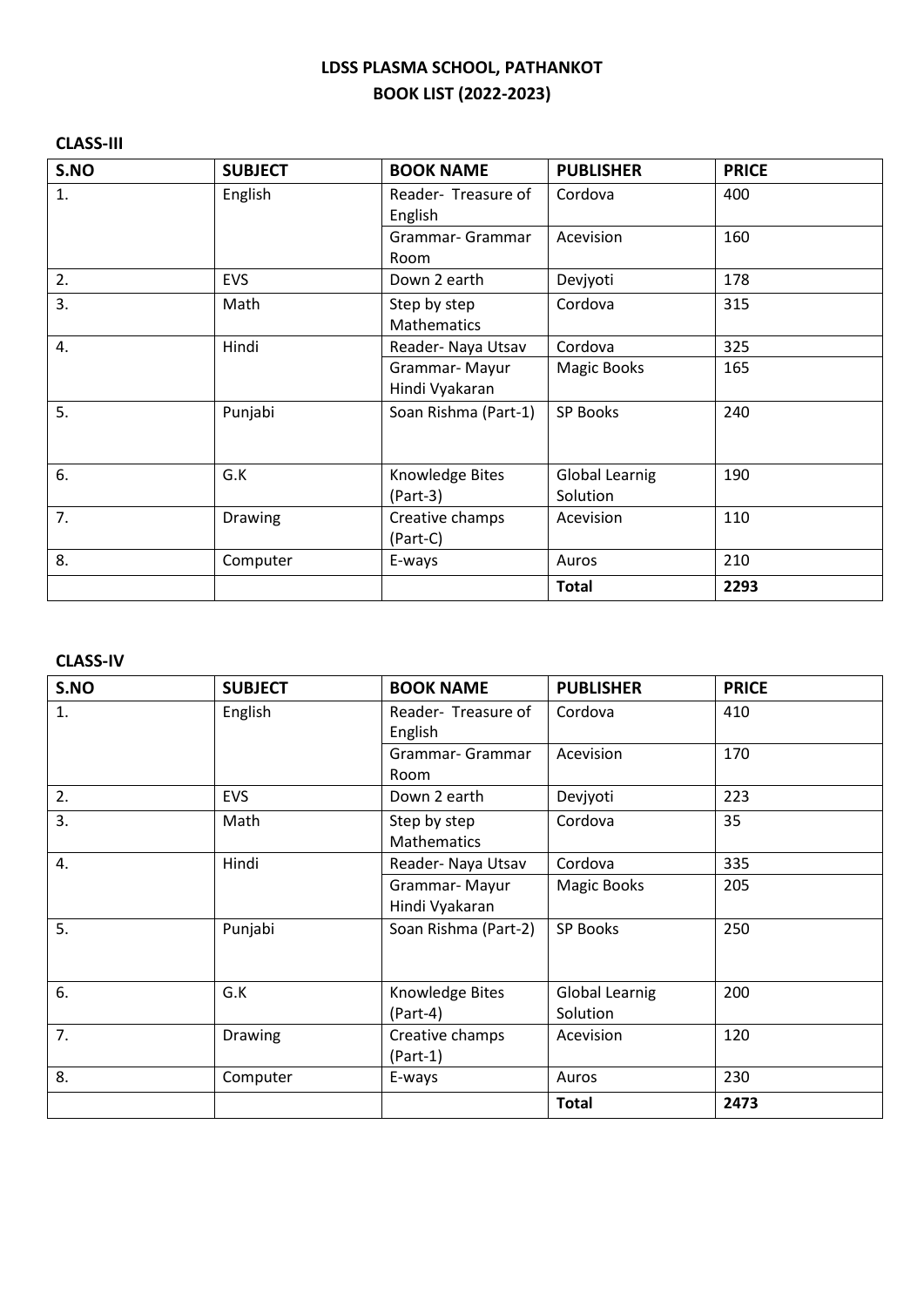# LDSS PLASMA SCHOOL, PATHANKOT
## BOOK LIST (2022-2023)

### CLASS-III

| S.NO | SUBJECT | BOOK NAME | PUBLISHER | PRICE |
|---|---|---|---|---|
| 1. | English | Reader- Treasure of English | Cordova | 400 |
| | | Grammar- Grammar Room | Acevision | 160 |
| 2. | EVS | Down 2 earth | Devjyoti | 178 |
| 3. | Math | Step by step Mathematics | Cordova | 315 |
| 4. | Hindi | Reader- Naya Utsav | Cordova | 325 |
| | | Grammar- Mayur Hindi Vyakaran | Magic Books | 165 |
| 5. | Punjabi | Soan Rishma (Part-1) | SP Books | 240 |
| 6. | G.K | Knowledge Bites (Part-3) | Global Learnig Solution | 190 |
| 7. | Drawing | Creative champs (Part-C) | Acevision | 110 |
| 8. | Computer | E-ways | Auros | 210 |
| | | | **Total** | **2293** |

### CLASS-IV

| S.NO | SUBJECT | BOOK NAME | PUBLISHER | PRICE |
|---|---|---|---|---|
| 1. | English | Reader- Treasure of English | Cordova | 410 |
| | | Grammar- Grammar Room | Acevision | 170 |
| 2. | EVS | Down 2 earth | Devjyoti | 223 |
| 3. | Math | Step by step Mathematics | Cordova | 35 |
| 4. | Hindi | Reader- Naya Utsav | Cordova | 335 |
| | | Grammar- Mayur Hindi Vyakaran | Magic Books | 205 |
| 5. | Punjabi | Soan Rishma (Part-2) | SP Books | 250 |
| 6. | G.K | Knowledge Bites (Part-4) | Global Learnig Solution | 200 |
| 7. | Drawing | Creative champs (Part-1) | Acevision | 120 |
| 8. | Computer | E-ways | Auros | 230 |
| | | | **Total** | **2473** |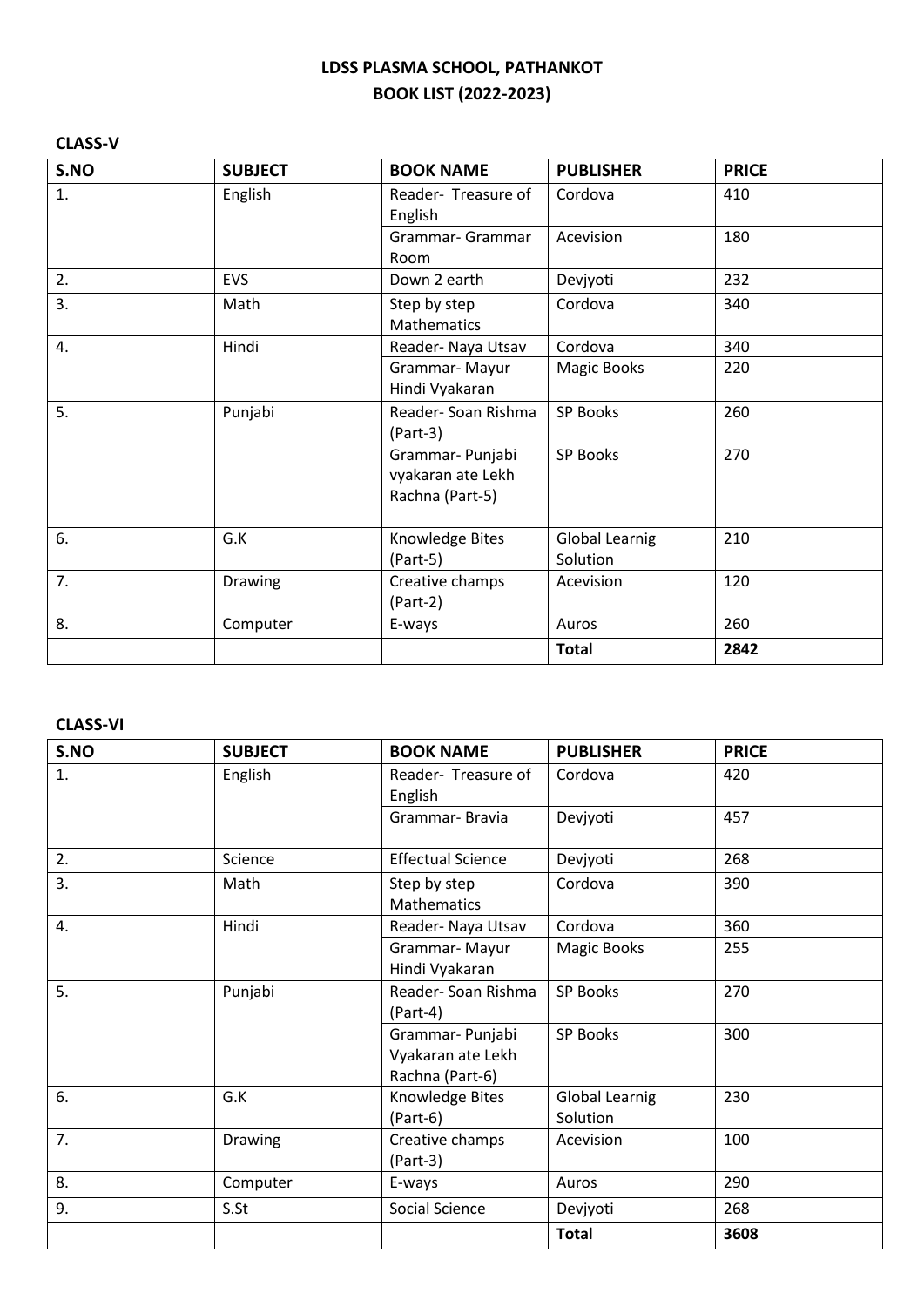# LDSS PLASMA SCHOOL, PATHANKOT

## BOOK LIST (2022-2023)

### CLASS-V

| S.NO | SUBJECT | BOOK NAME | PUBLISHER | PRICE |
|---|---|---|---|---|
| 1. | English | Reader- Treasure of English | Cordova | 410 |
| | | Grammar- Grammar Room | Acevision | 180 |
| 2. | EVS | Down 2 earth | Devjyoti | 232 |
| 3. | Math | Step by step Mathematics | Cordova | 340 |
| 4. | Hindi | Reader- Naya Utsav | Cordova | 340 |
| | | Grammar- Mayur Hindi Vyakaran | Magic Books | 220 |
| 5. | Punjabi | Reader- Soan Rishma (Part-3) | SP Books | 260 |
| | | Grammar- Punjabi vyakaran ate Lekh Rachna (Part-5) | SP Books | 270 |
| 6. | G.K | Knowledge Bites (Part-5) | Global Learnig Solution | 210 |
| 7. | Drawing | Creative champs (Part-2) | Acevision | 120 |
| 8. | Computer | E-ways | Auros | 260 |
| | | | **Total** | **2842** |

### CLASS-VI

| S.NO | SUBJECT | BOOK NAME | PUBLISHER | PRICE |
|---|---|---|---|---|
| 1. | English | Reader- Treasure of English | Cordova | 420 |
| | | Grammar- Bravia | Devjyoti | 457 |
| 2. | Science | Effectual Science | Devjyoti | 268 |
| 3. | Math | Step by step Mathematics | Cordova | 390 |
| 4. | Hindi | Reader- Naya Utsav | Cordova | 360 |
| | | Grammar- Mayur Hindi Vyakaran | Magic Books | 255 |
| 5. | Punjabi | Reader- Soan Rishma (Part-4) | SP Books | 270 |
| | | Grammar- Punjabi Vyakaran ate Lekh Rachna (Part-6) | SP Books | 300 |
| 6. | G.K | Knowledge Bites (Part-6) | Global Learnig Solution | 230 |
| 7. | Drawing | Creative champs (Part-3) | Acevision | 100 |
| 8. | Computer | E-ways | Auros | 290 |
| 9. | S.St | Social Science | Devjyoti | 268 |
| | | | **Total** | **3608** |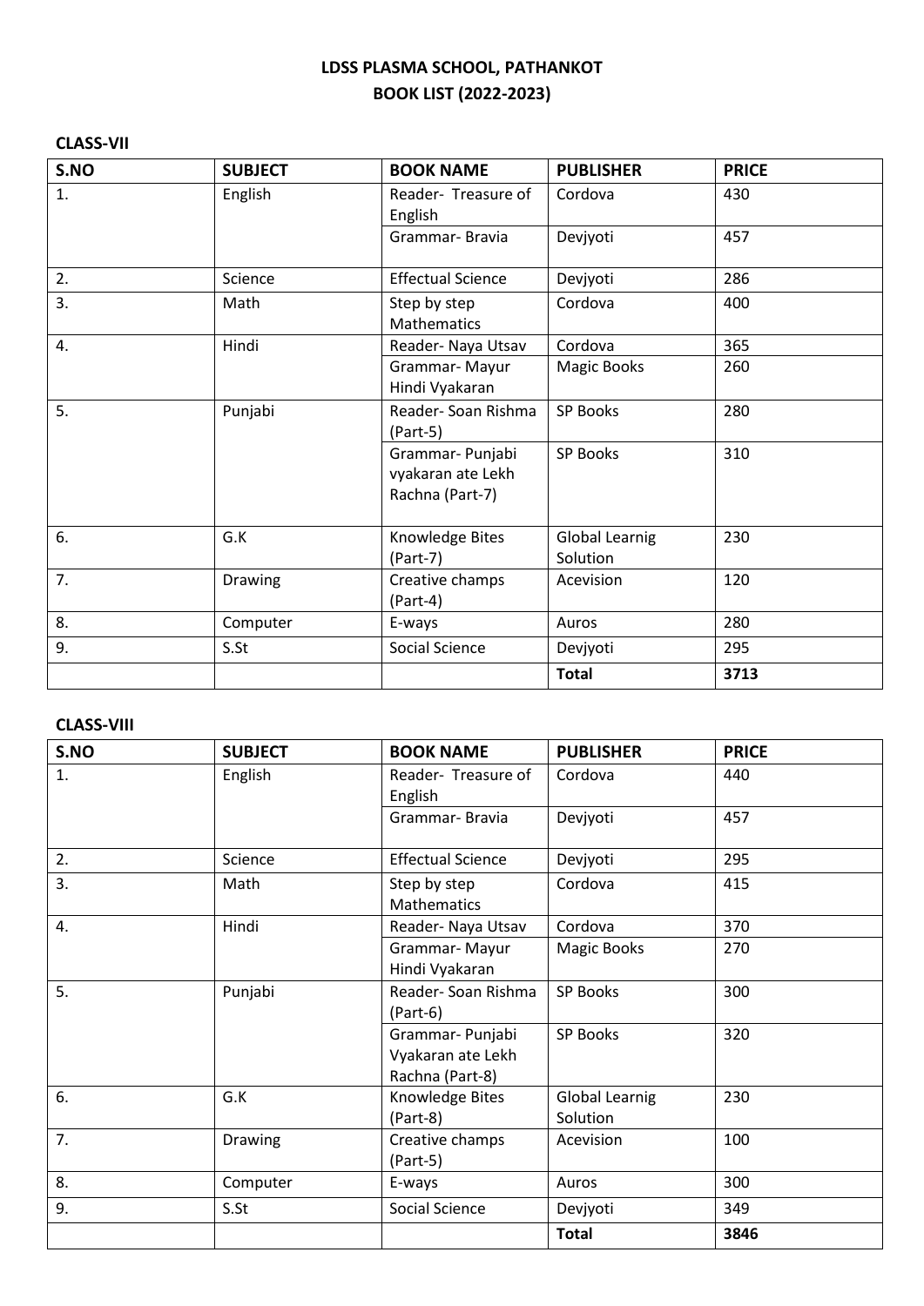# LDSS PLASMA SCHOOL, PATHANKOT
## BOOK LIST (2022-2023)

### CLASS-VII

| S.NO | SUBJECT | BOOK NAME | PUBLISHER | PRICE |
|---|---|---|---|---|
| 1. | English | Reader- Treasure of English | Cordova | 430 |
| | | Grammar- Bravia | Devjyoti | 457 |
| 2. | Science | Effectual Science | Devjyoti | 286 |
| 3. | Math | Step by step Mathematics | Cordova | 400 |
| 4. | Hindi | Reader- Naya Utsav | Cordova | 365 |
| | | Grammar- Mayur Hindi Vyakaran | Magic Books | 260 |
| 5. | Punjabi | Reader- Soan Rishma (Part-5) | SP Books | 280 |
| | | Grammar- Punjabi vyakaran ate Lekh Rachna (Part-7) | SP Books | 310 |
| 6. | G.K | Knowledge Bites (Part-7) | Global Learnig Solution | 230 |
| 7. | Drawing | Creative champs (Part-4) | Acevision | 120 |
| 8. | Computer | E-ways | Auros | 280 |
| 9. | S.St | Social Science | Devjyoti | 295 |
| | | | **Total** | **3713** |

### CLASS-VIII

| S.NO | SUBJECT | BOOK NAME | PUBLISHER | PRICE |
|---|---|---|---|---|
| 1. | English | Reader- Treasure of English | Cordova | 440 |
| | | Grammar- Bravia | Devjyoti | 457 |
| 2. | Science | Effectual Science | Devjyoti | 295 |
| 3. | Math | Step by step Mathematics | Cordova | 415 |
| 4. | Hindi | Reader- Naya Utsav | Cordova | 370 |
| | | Grammar- Mayur Hindi Vyakaran | Magic Books | 270 |
| 5. | Punjabi | Reader- Soan Rishma (Part-6) | SP Books | 300 |
| | | Grammar- Punjabi Vyakaran ate Lekh Rachna (Part-8) | SP Books | 320 |
| 6. | G.K | Knowledge Bites (Part-8) | Global Learnig Solution | 230 |
| 7. | Drawing | Creative champs (Part-5) | Acevision | 100 |
| 8. | Computer | E-ways | Auros | 300 |
| 9. | S.St | Social Science | Devjyoti | 349 |
| | | | **Total** | **3846** |